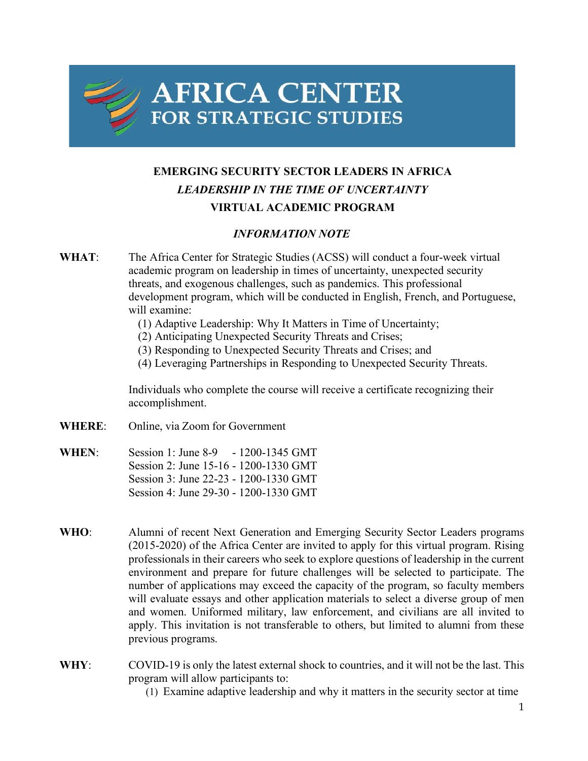# AFRICA CENTER FOR STRATEGIC STUDIES

**EMERGING SECURITY SECTOR LEADERS IN AFRICA**

***LEADERSHIP IN THE TIME OF UNCERTAINTY***

**VIRTUAL ACADEMIC PROGRAM**

***INFORMATION NOTE***

**WHAT**: The Africa Center for Strategic Studies (ACSS) will conduct a four-week virtual academic program on leadership in times of uncertainty, unexpected security threats, and exogenous challenges, such as pandemics. This professional development program, which will be conducted in English, French, and Portuguese, will examine:

(1) Adaptive Leadership: Why It Matters in Time of Uncertainty;
(2) Anticipating Unexpected Security Threats and Crises;
(3) Responding to Unexpected Security Threats and Crises; and
(4) Leveraging Partnerships in Responding to Unexpected Security Threats.

Individuals who complete the course will receive a certificate recognizing their accomplishment.

**WHERE**: Online, via Zoom for Government

**WHEN**:
Session 1: June 8-9 - 1200-1345 GMT
Session 2: June 15-16 - 1200-1330 GMT
Session 3: June 22-23 - 1200-1330 GMT
Session 4: June 29-30 - 1200-1330 GMT

**WHO**: Alumni of recent Next Generation and Emerging Security Sector Leaders programs (2015-2020) of the Africa Center are invited to apply for this virtual program. Rising professionals in their careers who seek to explore questions of leadership in the current environment and prepare for future challenges will be selected to participate. The number of applications may exceed the capacity of the program, so faculty members will evaluate essays and other application materials to select a diverse group of men and women. Uniformed military, law enforcement, and civilians are all invited to apply. This invitation is not transferable to others, but limited to alumni from these previous programs.

**WHY**: COVID-19 is only the latest external shock to countries, and it will not be the last. This program will allow participants to:

(1) Examine adaptive leadership and why it matters in the security sector at time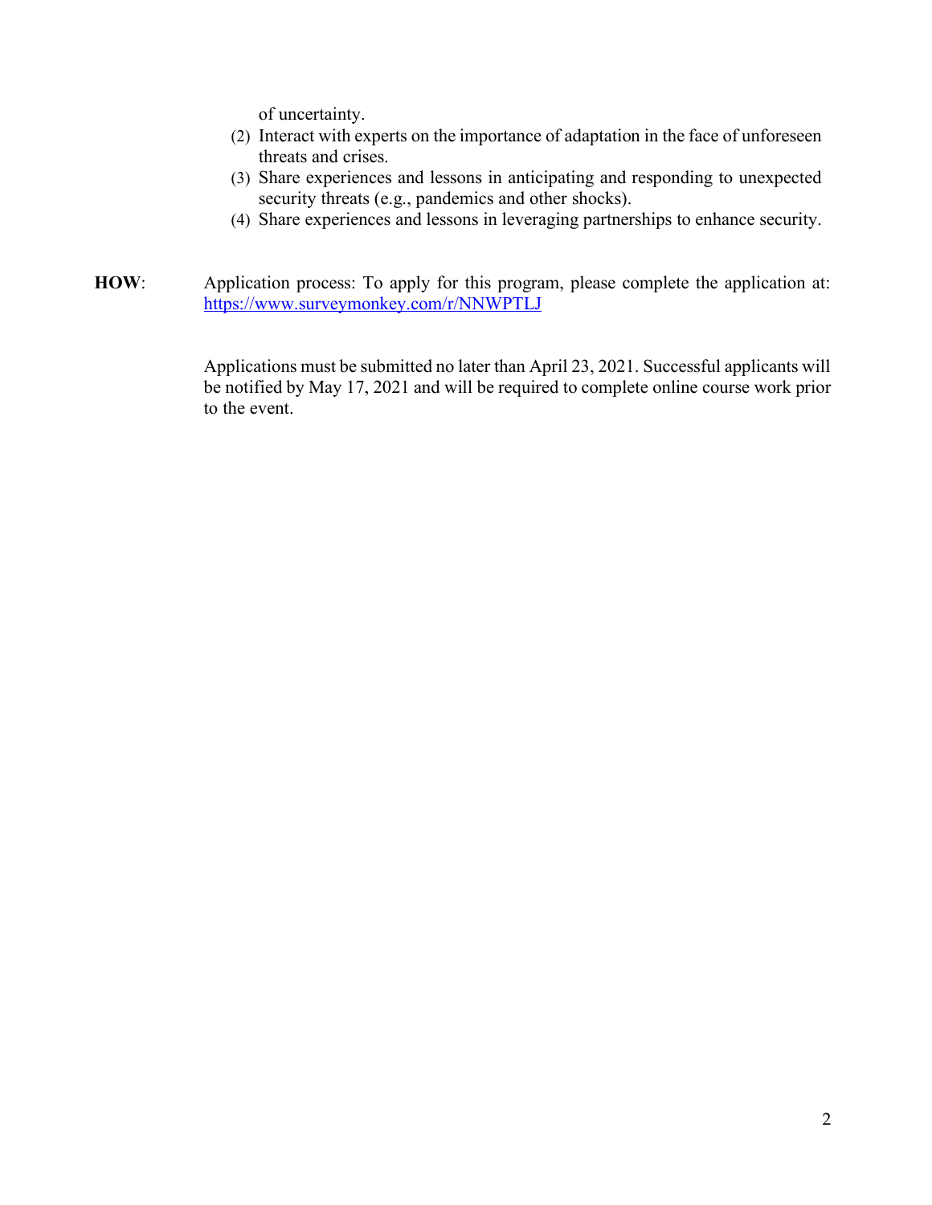of uncertainty.

(2) Interact with experts on the importance of adaptation in the face of unforeseen threats and crises.

(3) Share experiences and lessons in anticipating and responding to unexpected security threats (e.g., pandemics and other shocks).

(4) Share experiences and lessons in leveraging partnerships to enhance security.

**HOW**: Application process: To apply for this program, please complete the application at: https://www.surveymonkey.com/r/NNWPTLJ

Applications must be submitted no later than April 23, 2021. Successful applicants will be notified by May 17, 2021 and will be required to complete online course work prior to the event.